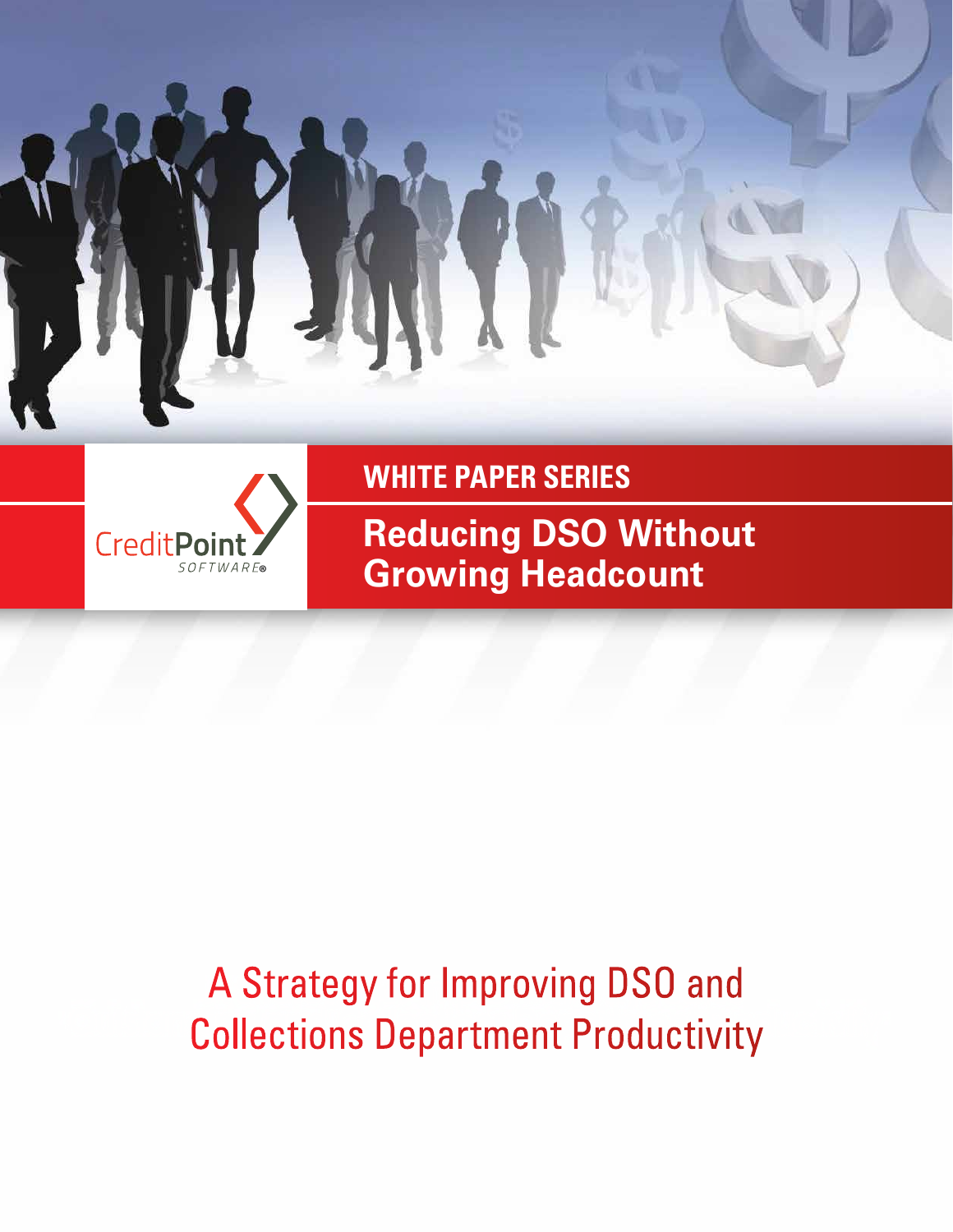CreditPoint SOFTWARE®

WHITE PAPER SERIES

# Reducing DSO Without Growing Headcount

## A Strategy for Improving DSO and Collections Department Productivity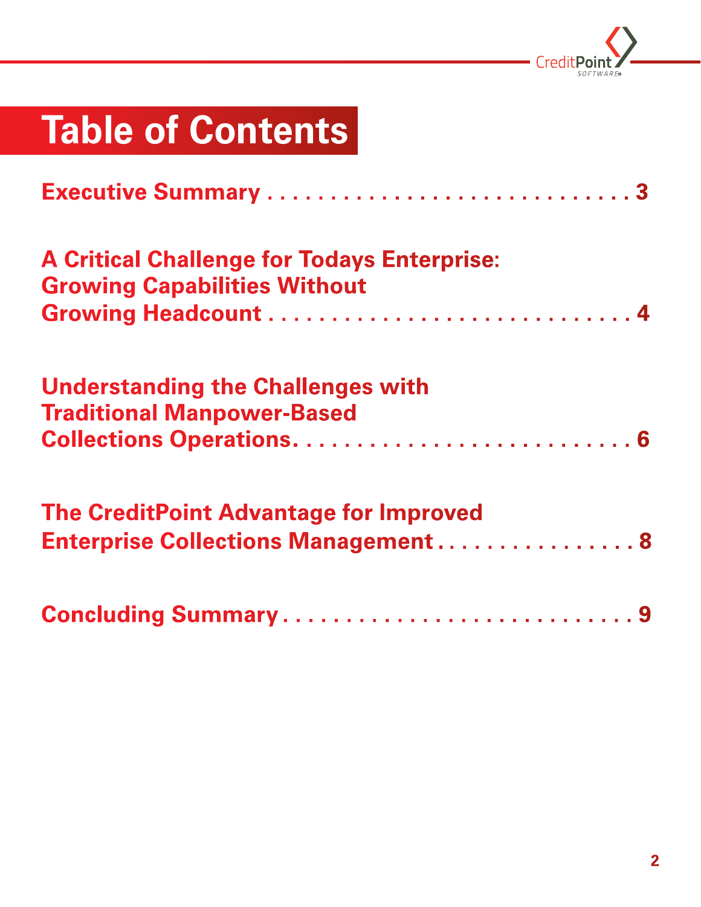# Table of Contents

**Executive Summary . . . . . . . . . . . . . . . . . . . . . . . . . . . . . 3**

**A Critical Challenge for Todays Enterprise: Growing Capabilities Without Growing Headcount . . . . . . . . . . . . . . . . . . . . . . . . . . . . . 4**

**Understanding the Challenges with Traditional Manpower-Based Collections Operations. . . . . . . . . . . . . . . . . . . . . . . . . . . . 6**

**The CreditPoint Advantage for Improved Enterprise Collections Management . . . . . . . . . . . . . . . . 8**

**Concluding Summary . . . . . . . . . . . . . . . . . . . . . . . . . . . . 9**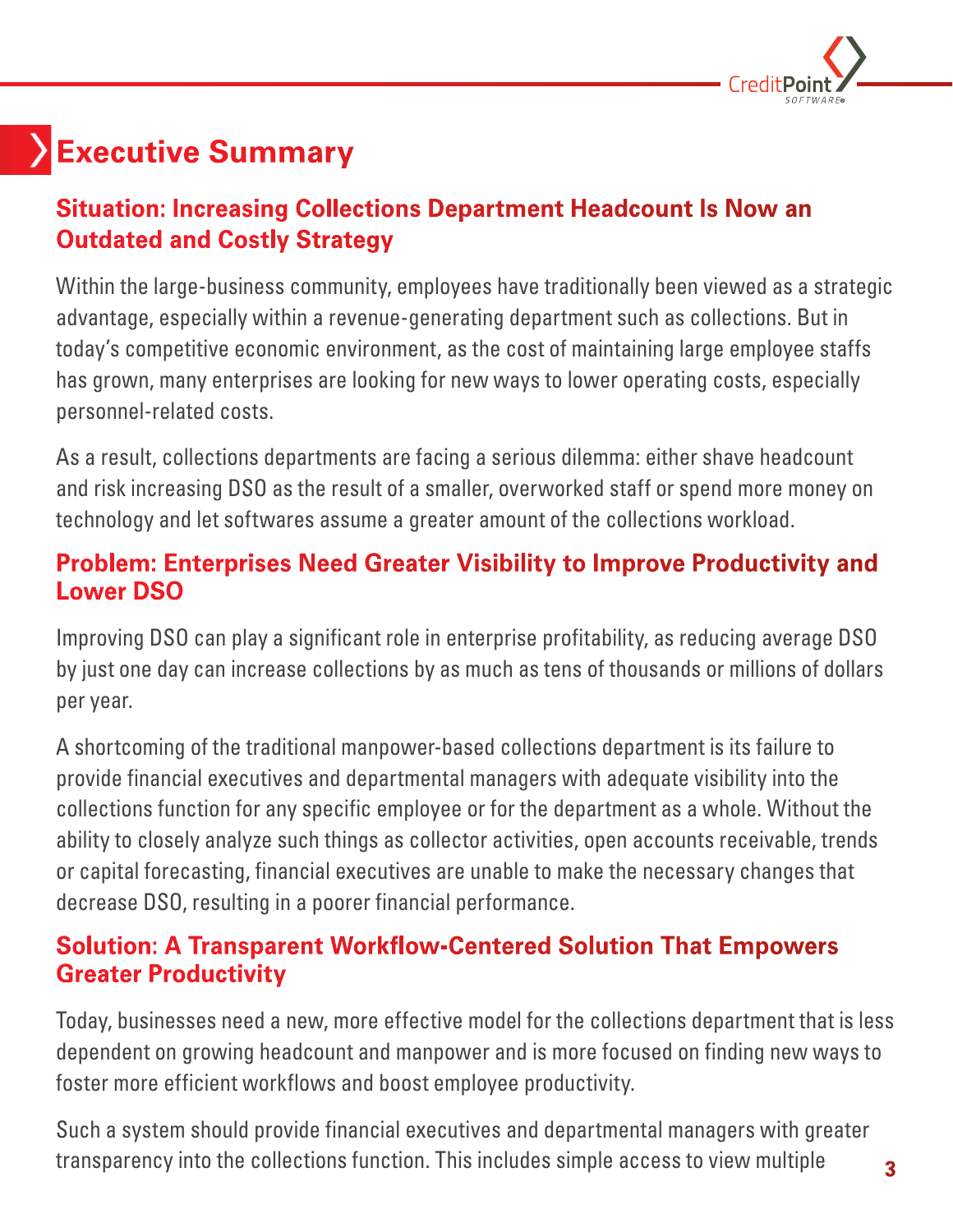# Executive Summary

## Situation: Increasing Collections Department Headcount Is Now an Outdated and Costly Strategy

Within the large-business community, employees have traditionally been viewed as a strategic advantage, especially within a revenue-generating department such as collections. But in today's competitive economic environment, as the cost of maintaining large employee staffs has grown, many enterprises are looking for new ways to lower operating costs, especially personnel-related costs.

As a result, collections departments are facing a serious dilemma: either shave headcount and risk increasing DSO as the result of a smaller, overworked staff or spend more money on technology and let softwares assume a greater amount of the collections workload.

## Problem: Enterprises Need Greater Visibility to Improve Productivity and Lower DSO

Improving DSO can play a significant role in enterprise profitability, as reducing average DSO by just one day can increase collections by as much as tens of thousands or millions of dollars per year.

A shortcoming of the traditional manpower-based collections department is its failure to provide financial executives and departmental managers with adequate visibility into the collections function for any specific employee or for the department as a whole. Without the ability to closely analyze such things as collector activities, open accounts receivable, trends or capital forecasting, financial executives are unable to make the necessary changes that decrease DSO, resulting in a poorer financial performance.

## Solution: A Transparent Workflow-Centered Solution That Empowers Greater Productivity

Today, businesses need a new, more effective model for the collections department that is less dependent on growing headcount and manpower and is more focused on finding new ways to foster more efficient workflows and boost employee productivity.

Such a system should provide financial executives and departmental managers with greater transparency into the collections function. This includes simple access to view multiple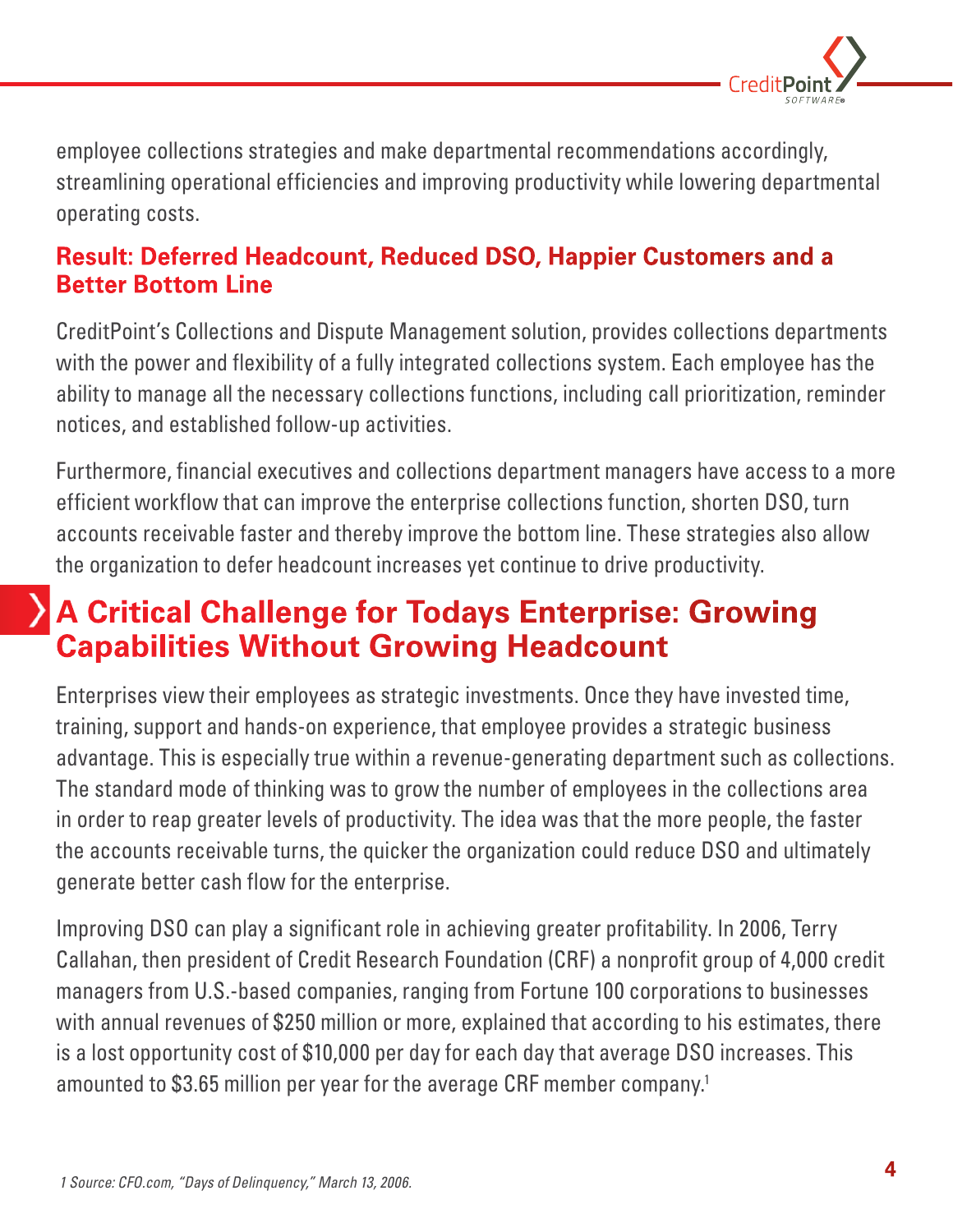employee collections strategies and make departmental recommendations accordingly, streamlining operational efficiencies and improving productivity while lowering departmental operating costs.

### Result: Deferred Headcount, Reduced DSO, Happier Customers and a Better Bottom Line

CreditPoint's Collections and Dispute Management solution, provides collections departments with the power and flexibility of a fully integrated collections system. Each employee has the ability to manage all the necessary collections functions, including call prioritization, reminder notices, and established follow-up activities.

Furthermore, financial executives and collections department managers have access to a more efficient workflow that can improve the enterprise collections function, shorten DSO, turn accounts receivable faster and thereby improve the bottom line. These strategies also allow the organization to defer headcount increases yet continue to drive productivity.

## A Critical Challenge for Todays Enterprise: Growing Capabilities Without Growing Headcount

Enterprises view their employees as strategic investments. Once they have invested time, training, support and hands-on experience, that employee provides a strategic business advantage. This is especially true within a revenue-generating department such as collections. The standard mode of thinking was to grow the number of employees in the collections area in order to reap greater levels of productivity. The idea was that the more people, the faster the accounts receivable turns, the quicker the organization could reduce DSO and ultimately generate better cash flow for the enterprise.

Improving DSO can play a significant role in achieving greater profitability. In 2006, Terry Callahan, then president of Credit Research Foundation (CRF) a nonprofit group of 4,000 credit managers from U.S.-based companies, ranging from Fortune 100 corporations to businesses with annual revenues of $250 million or more, explained that according to his estimates, there is a lost opportunity cost of $10,000 per day for each day that average DSO increases. This amounted to $3.65 million per year for the average CRF member company.[1]

*1 Source: CFO.com, "Days of Delinquency," March 13, 2006.*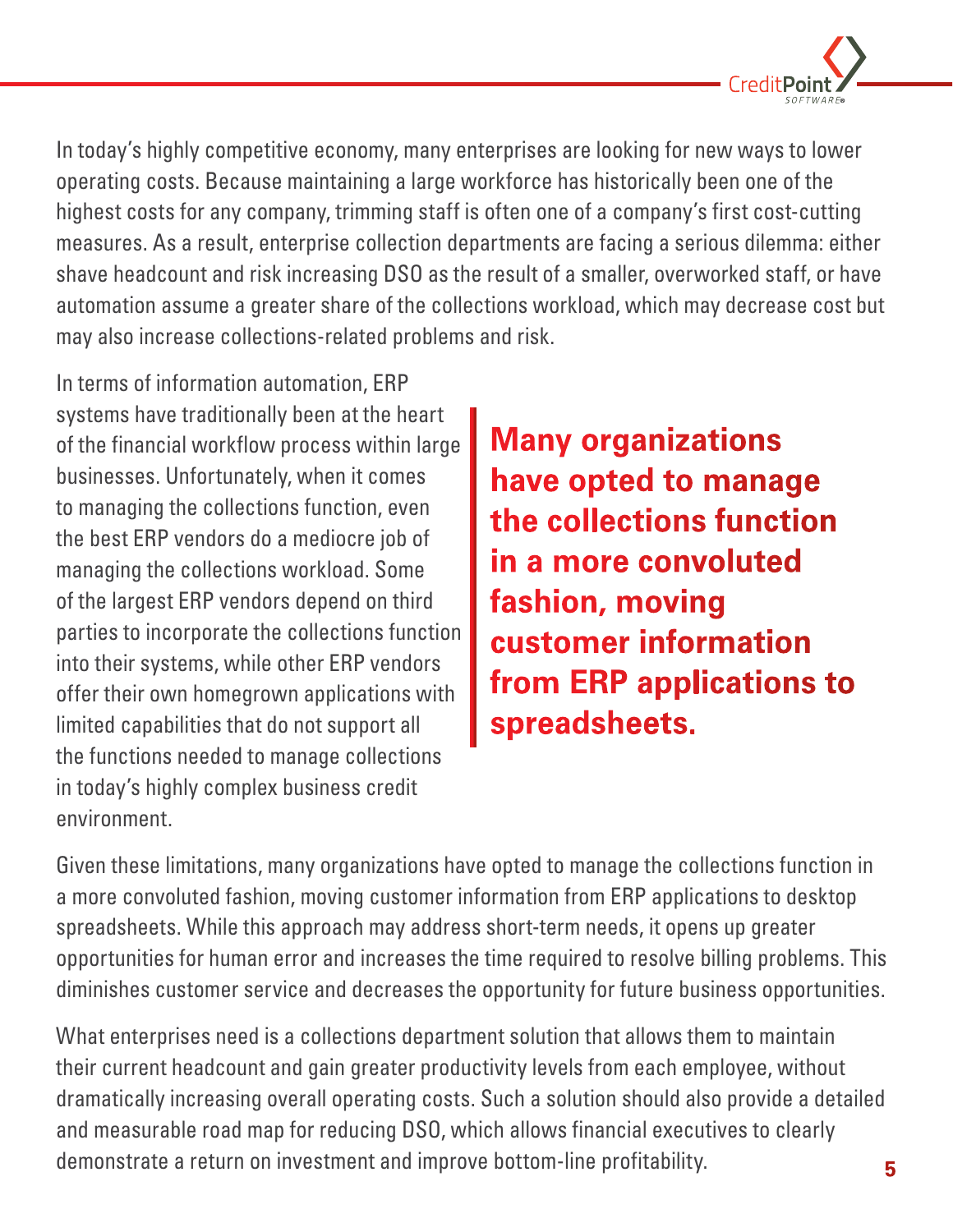In today's highly competitive economy, many enterprises are looking for new ways to lower operating costs. Because maintaining a large workforce has historically been one of the highest costs for any company, trimming staff is often one of a company's first cost-cutting measures. As a result, enterprise collection departments are facing a serious dilemma: either shave headcount and risk increasing DSO as the result of a smaller, overworked staff, or have automation assume a greater share of the collections workload, which may decrease cost but may also increase collections-related problems and risk.

In terms of information automation, ERP systems have traditionally been at the heart of the financial workflow process within large businesses. Unfortunately, when it comes to managing the collections function, even the best ERP vendors do a mediocre job of managing the collections workload. Some of the largest ERP vendors depend on third parties to incorporate the collections function into their systems, while other ERP vendors offer their own homegrown applications with limited capabilities that do not support all the functions needed to manage collections in today's highly complex business credit environment.

> **Many organizations have opted to manage the collections function in a more convoluted fashion, moving customer information from ERP applications to spreadsheets.**

Given these limitations, many organizations have opted to manage the collections function in a more convoluted fashion, moving customer information from ERP applications to desktop spreadsheets. While this approach may address short-term needs, it opens up greater opportunities for human error and increases the time required to resolve billing problems. This diminishes customer service and decreases the opportunity for future business opportunities.

What enterprises need is a collections department solution that allows them to maintain their current headcount and gain greater productivity levels from each employee, without dramatically increasing overall operating costs. Such a solution should also provide a detailed and measurable road map for reducing DSO, which allows financial executives to clearly demonstrate a return on investment and improve bottom-line profitability.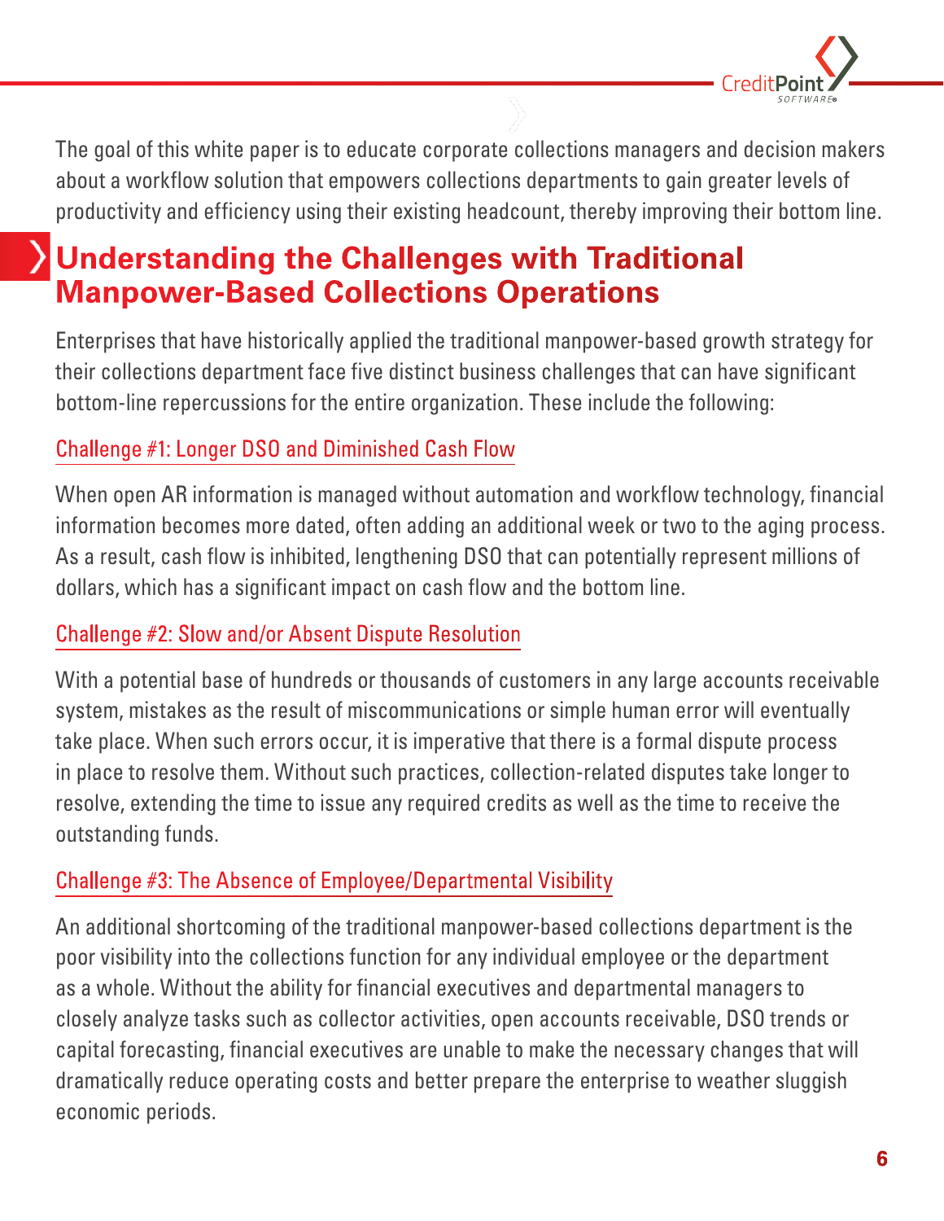The goal of this white paper is to educate corporate collections managers and decision makers about a workflow solution that empowers collections departments to gain greater levels of productivity and efficiency using their existing headcount, thereby improving their bottom line.

## Understanding the Challenges with Traditional Manpower-Based Collections Operations

Enterprises that have historically applied the traditional manpower-based growth strategy for their collections department face five distinct business challenges that can have significant bottom-line repercussions for the entire organization. These include the following:

### Challenge #1: Longer DSO and Diminished Cash Flow

When open AR information is managed without automation and workflow technology, financial information becomes more dated, often adding an additional week or two to the aging process. As a result, cash flow is inhibited, lengthening DSO that can potentially represent millions of dollars, which has a significant impact on cash flow and the bottom line.

### Challenge #2: Slow and/or Absent Dispute Resolution

With a potential base of hundreds or thousands of customers in any large accounts receivable system, mistakes as the result of miscommunications or simple human error will eventually take place. When such errors occur, it is imperative that there is a formal dispute process in place to resolve them. Without such practices, collection-related disputes take longer to resolve, extending the time to issue any required credits as well as the time to receive the outstanding funds.

### Challenge #3: The Absence of Employee/Departmental Visibility

An additional shortcoming of the traditional manpower-based collections department is the poor visibility into the collections function for any individual employee or the department as a whole. Without the ability for financial executives and departmental managers to closely analyze tasks such as collector activities, open accounts receivable, DSO trends or capital forecasting, financial executives are unable to make the necessary changes that will dramatically reduce operating costs and better prepare the enterprise to weather sluggish economic periods.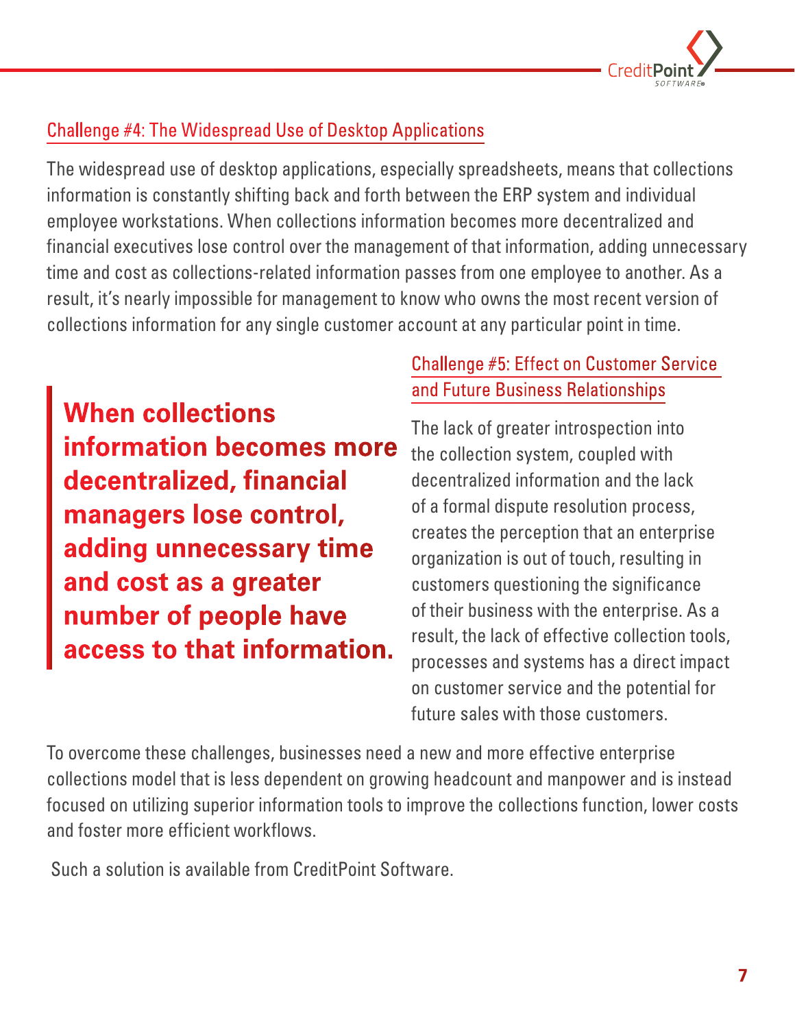## Challenge #4: The Widespread Use of Desktop Applications

The widespread use of desktop applications, especially spreadsheets, means that collections information is constantly shifting back and forth between the ERP system and individual employee workstations. When collections information becomes more decentralized and financial executives lose control over the management of that information, adding unnecessary time and cost as collections-related information passes from one employee to another. As a result, it's nearly impossible for management to know who owns the most recent version of collections information for any single customer account at any particular point in time.

> **When collections information becomes more decentralized, financial managers lose control, adding unnecessary time and cost as a greater number of people have access to that information.**

## Challenge #5: Effect on Customer Service and Future Business Relationships

The lack of greater introspection into the collection system, coupled with decentralized information and the lack of a formal dispute resolution process, creates the perception that an enterprise organization is out of touch, resulting in customers questioning the significance of their business with the enterprise. As a result, the lack of effective collection tools, processes and systems has a direct impact on customer service and the potential for future sales with those customers.

To overcome these challenges, businesses need a new and more effective enterprise collections model that is less dependent on growing headcount and manpower and is instead focused on utilizing superior information tools to improve the collections function, lower costs and foster more efficient workflows.

Such a solution is available from CreditPoint Software.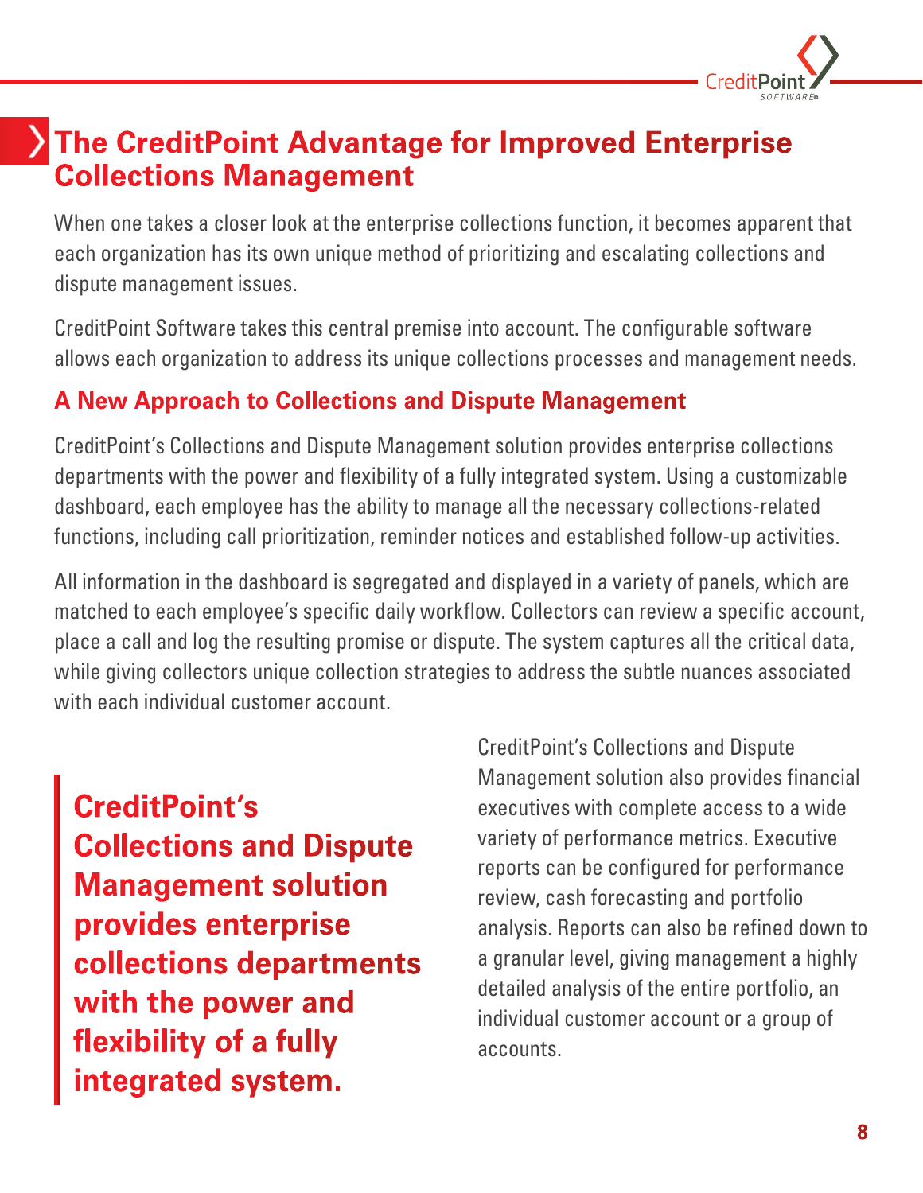# The CreditPoint Advantage for Improved Enterprise Collections Management

When one takes a closer look at the enterprise collections function, it becomes apparent that each organization has its own unique method of prioritizing and escalating collections and dispute management issues.

CreditPoint Software takes this central premise into account. The configurable software allows each organization to address its unique collections processes and management needs.

## A New Approach to Collections and Dispute Management

CreditPoint's Collections and Dispute Management solution provides enterprise collections departments with the power and flexibility of a fully integrated system. Using a customizable dashboard, each employee has the ability to manage all the necessary collections-related functions, including call prioritization, reminder notices and established follow-up activities.

All information in the dashboard is segregated and displayed in a variety of panels, which are matched to each employee's specific daily workflow. Collectors can review a specific account, place a call and log the resulting promise or dispute. The system captures all the critical data, while giving collectors unique collection strategies to address the subtle nuances associated with each individual customer account.

> **CreditPoint's Collections and Dispute Management solution provides enterprise collections departments with the power and flexibility of a fully integrated system.**

CreditPoint's Collections and Dispute Management solution also provides financial executives with complete access to a wide variety of performance metrics. Executive reports can be configured for performance review, cash forecasting and portfolio analysis. Reports can also be refined down to a granular level, giving management a highly detailed analysis of the entire portfolio, an individual customer account or a group of accounts.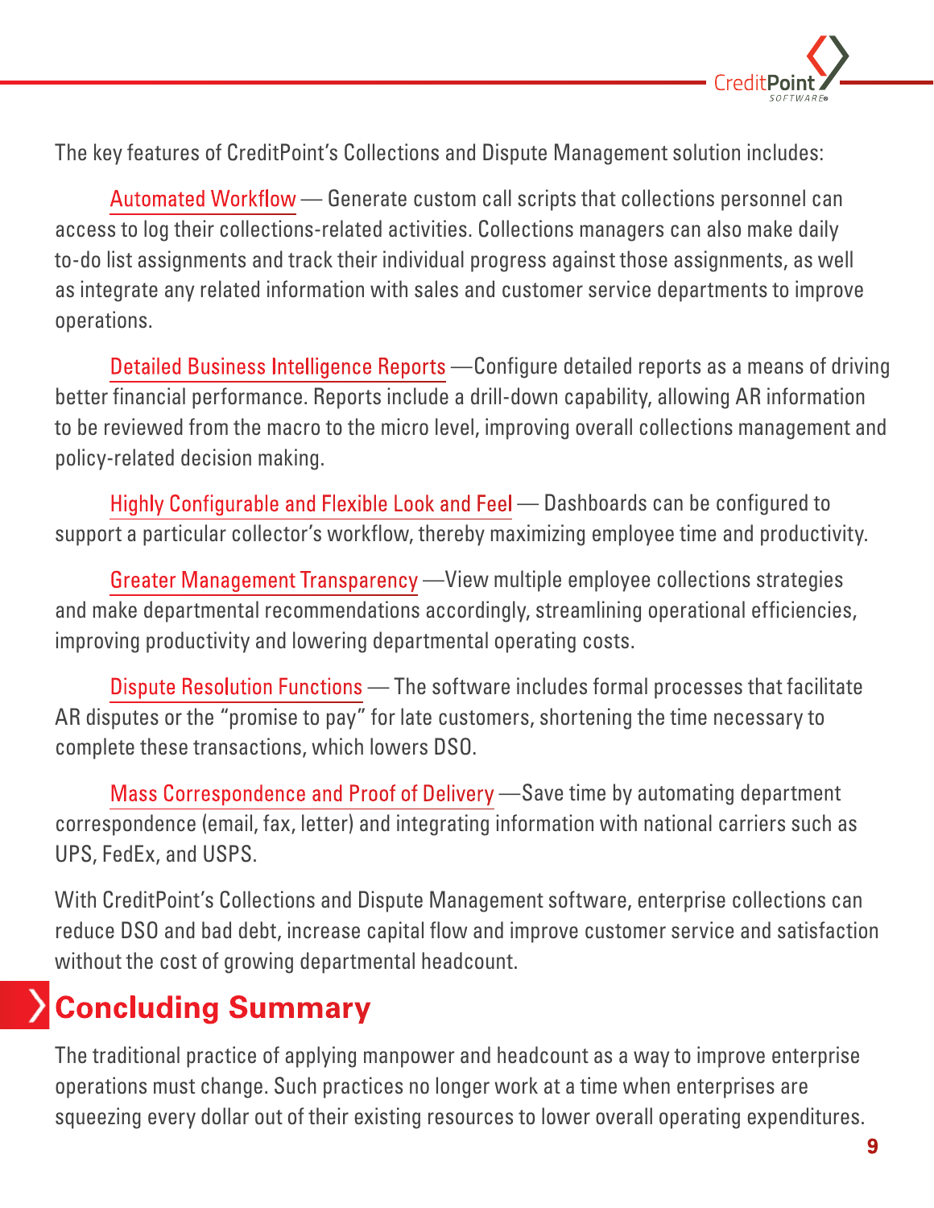The key features of CreditPoint's Collections and Dispute Management solution includes:

Automated Workflow — Generate custom call scripts that collections personnel can access to log their collections-related activities. Collections managers can also make daily to-do list assignments and track their individual progress against those assignments, as well as integrate any related information with sales and customer service departments to improve operations.

Detailed Business Intelligence Reports —Configure detailed reports as a means of driving better financial performance. Reports include a drill-down capability, allowing AR information to be reviewed from the macro to the micro level, improving overall collections management and policy-related decision making.

Highly Configurable and Flexible Look and Feel — Dashboards can be configured to support a particular collector's workflow, thereby maximizing employee time and productivity.

Greater Management Transparency —View multiple employee collections strategies and make departmental recommendations accordingly, streamlining operational efficiencies, improving productivity and lowering departmental operating costs.

Dispute Resolution Functions — The software includes formal processes that facilitate AR disputes or the "promise to pay" for late customers, shortening the time necessary to complete these transactions, which lowers DSO.

Mass Correspondence and Proof of Delivery —Save time by automating department correspondence (email, fax, letter) and integrating information with national carriers such as UPS, FedEx, and USPS.

With CreditPoint's Collections and Dispute Management software, enterprise collections can reduce DSO and bad debt, increase capital flow and improve customer service and satisfaction without the cost of growing departmental headcount.

## Concluding Summary

The traditional practice of applying manpower and headcount as a way to improve enterprise operations must change. Such practices no longer work at a time when enterprises are squeezing every dollar out of their existing resources to lower overall operating expenditures.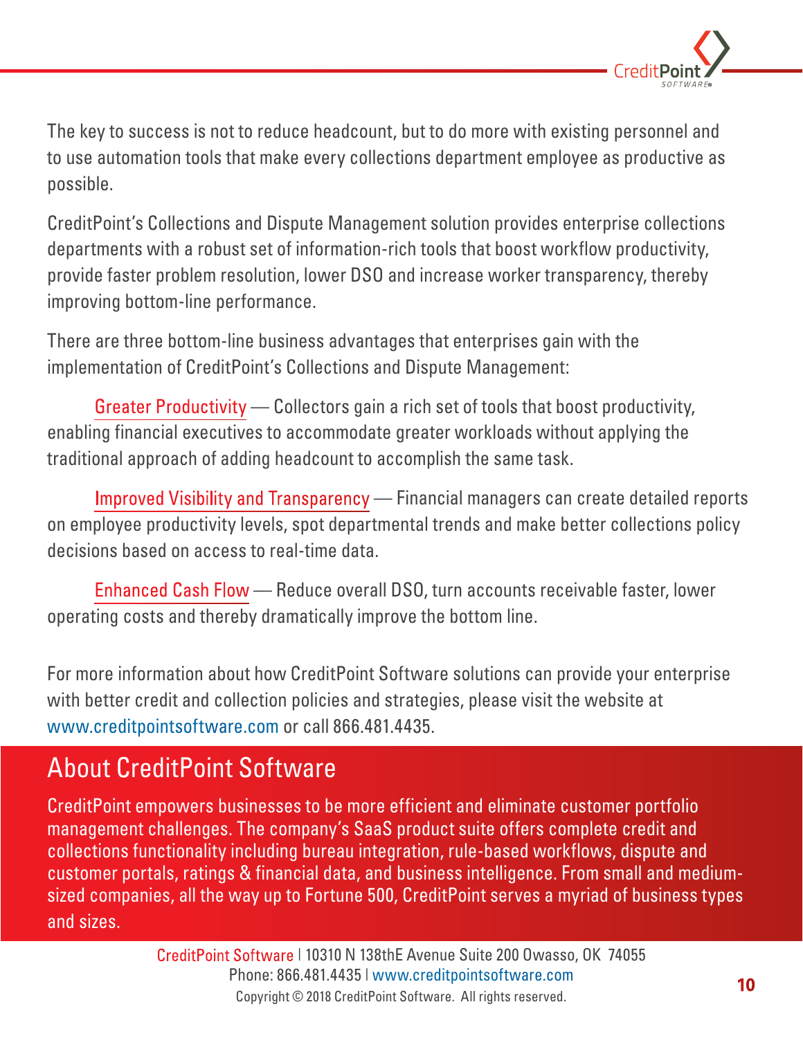The key to success is not to reduce headcount, but to do more with existing personnel and to use automation tools that make every collections department employee as productive as possible.

CreditPoint's Collections and Dispute Management solution provides enterprise collections departments with a robust set of information-rich tools that boost workflow productivity, provide faster problem resolution, lower DSO and increase worker transparency, thereby improving bottom-line performance.

There are three bottom-line business advantages that enterprises gain with the implementation of CreditPoint's Collections and Dispute Management:

Greater Productivity — Collectors gain a rich set of tools that boost productivity, enabling financial executives to accommodate greater workloads without applying the traditional approach of adding headcount to accomplish the same task.

Improved Visibility and Transparency — Financial managers can create detailed reports on employee productivity levels, spot departmental trends and make better collections policy decisions based on access to real-time data.

Enhanced Cash Flow — Reduce overall DSO, turn accounts receivable faster, lower operating costs and thereby dramatically improve the bottom line.

For more information about how CreditPoint Software solutions can provide your enterprise with better credit and collection policies and strategies, please visit the website at www.creditpointsoftware.com or call 866.481.4435.

## About CreditPoint Software

CreditPoint empowers businesses to be more efficient and eliminate customer portfolio management challenges. The company's SaaS product suite offers complete credit and collections functionality including bureau integration, rule-based workflows, dispute and customer portals, ratings & financial data, and business intelligence. From small and medium-sized companies, all the way up to Fortune 500, CreditPoint serves a myriad of business types and sizes.

CreditPoint Software | 10310 N 138thE Avenue Suite 200 Owasso, OK 74055
Phone: 866.481.4435 | www.creditpointsoftware.com
Copyright © 2018 CreditPoint Software. All rights reserved.